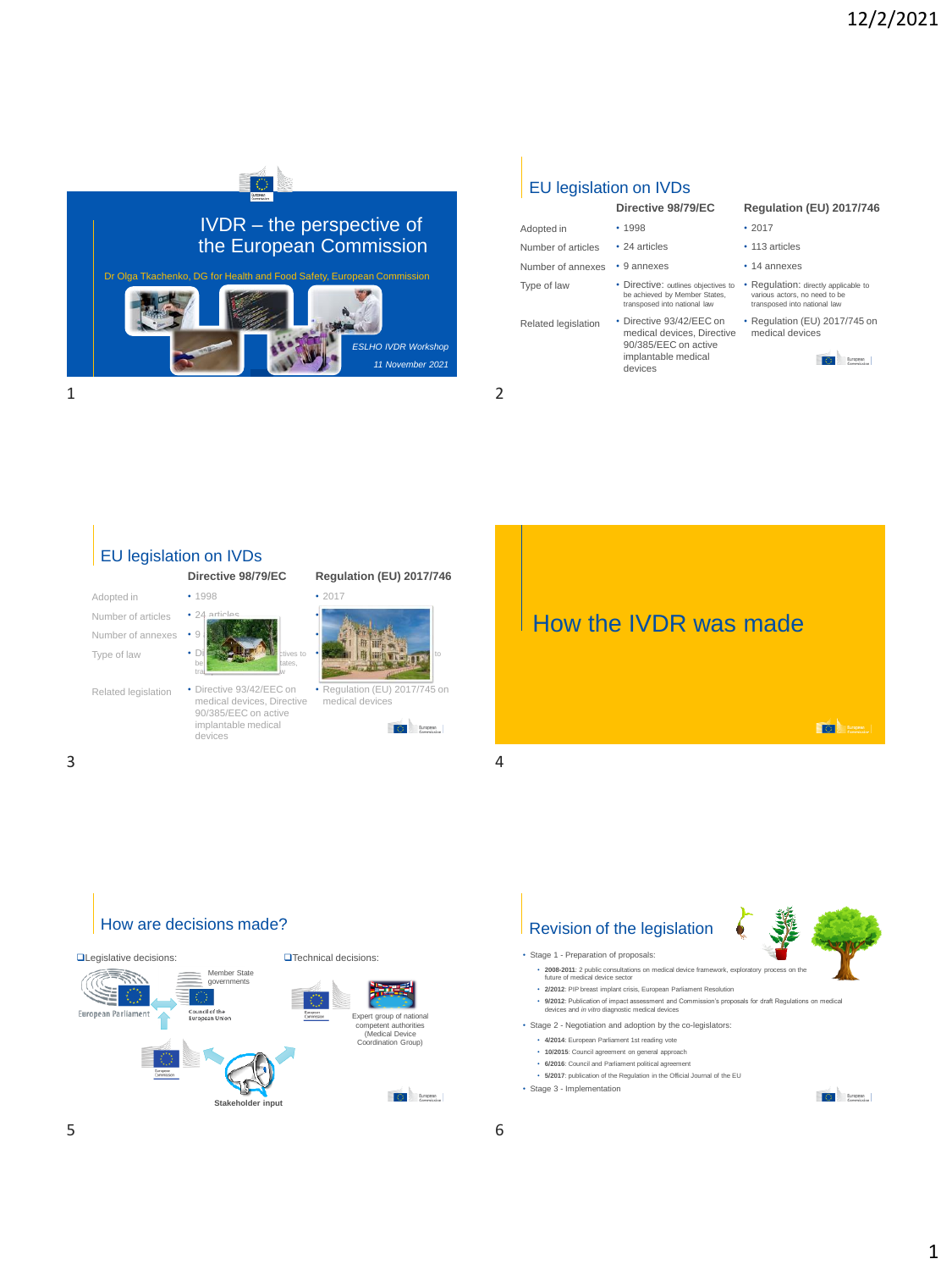## Slide 1

# IVDR – the perspective of the European Commission

Dr Olga Tkachenko, DG for Health and Food Safety, European Commission

*ESLHO IVDR Workshop*

*11 November 2021*

## Slide 2

## EU legislation on IVDs

| | Directive 98/79/EC | Regulation (EU) 2017/746 |
|---|---|---|
| Adopted in | 1998 | 2017 |
| Number of articles | 24 articles | 113 articles |
| Number of annexes | 9 annexes | 14 annexes |
| Type of law | Directive: outlines objectives to be achieved by Member States, transposed into national law | Regulation: directly applicable to various actors, no need to be transposed into national law |
| Related legislation | Directive 93/42/EEC on medical devices, Directive 90/385/EEC on active implantable medical devices | Regulation (EU) 2017/745 on medical devices |

## Slide 3

## EU legislation on IVDs

| | Directive 98/79/EC | Regulation (EU) 2017/746 |
|---|---|---|
| Adopted in | 1998 | 2017 |
| Number of articles | 24 articles | |
| Number of annexes | 9 | |
| Type of law | | |
| Related legislation | Directive 93/42/EEC on medical devices, Directive 90/385/EEC on active implantable medical devices | Regulation (EU) 2017/745 on medical devices |

## Slide 4

# How the IVDR was made

## Slide 5

## How are decisions made?

- Legislative decisions:
  - European Parliament
  - Member State governments – Council of the European Union
  - European Commission
  - Stakeholder input
- Technical decisions:
  - European Commission
  - Expert group of national competent authorities (Medical Device Coordination Group)

## Slide 6

## Revision of the legislation

- Stage 1 - Preparation of proposals:
  - **2008-2011**: 2 public consultations on medical device framework, exploratory process on the future of medical device sector
  - **2/2012**: PIP breast implant crisis, European Parliament Resolution
  - **9/2012**: Publication of impact assessment and Commission's proposals for draft Regulations on medical devices and *in vitro* diagnostic medical devices
- Stage 2 - Negotiation and adoption by the co-legislators:
  - **4/2014**: European Parliament 1st reading vote
  - **10/2015**: Council agreement on general approach
  - **6/2016**: Council and Parliament political agreement
  - **5/2017**: publication of the Regulation in the Official Journal of the EU
- Stage 3 - Implementation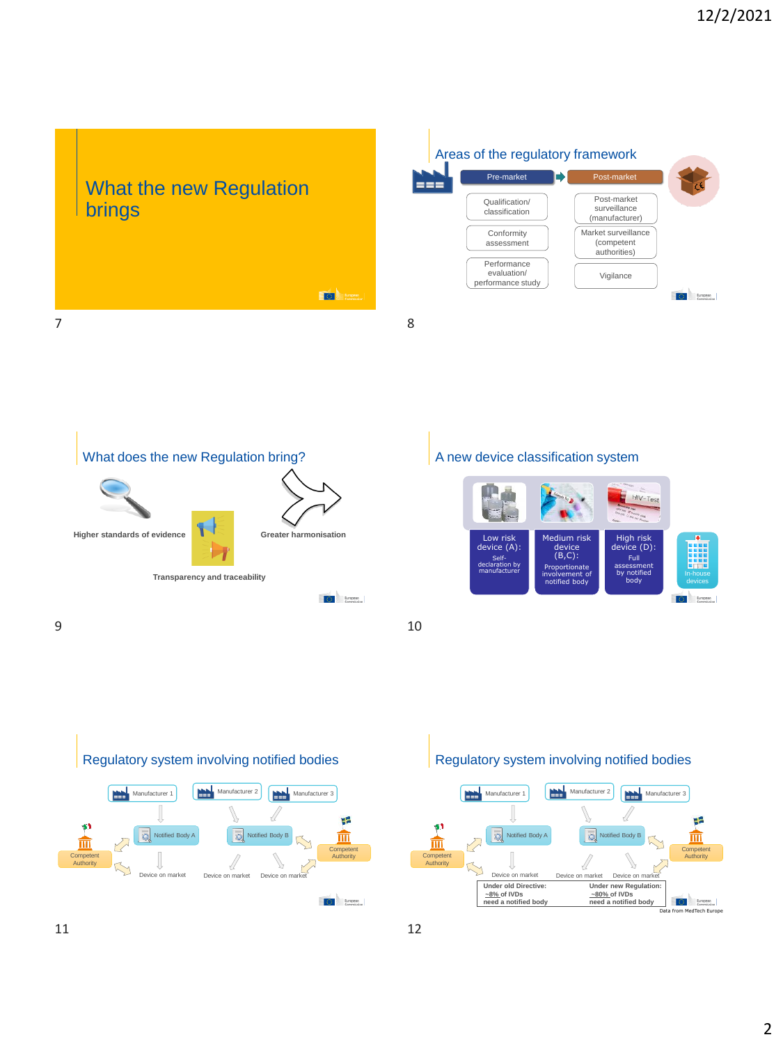## What the new Regulation brings

## Areas of the regulatory framework

| Pre-market | Post-market |
|---|---|
| Qualification/ classification | Post-market surveillance (manufacturer) |
| Conformity assessment | Market surveillance (competent authorities) |
| Performance evaluation/ performance study | Vigilance |

## What does the new Regulation bring?

- Higher standards of evidence
- Greater harmonisation
- Transparency and traceability

## A new device classification system

- **Low risk device (A):** Self-declaration by manufacturer
- **Medium risk device (B,C):** Proportionate involvement of notified body
- **High risk device (D):** Full assessment by notified body
- In-house devices

## Regulatory system involving notified bodies

Manufacturer 1, Manufacturer 2, Manufacturer 3

Notified Body A, Notified Body B

Competent Authority, Competent Authority

Device on market, Device on market, Device on market

## Regulatory system involving notified bodies

Manufacturer 1, Manufacturer 2, Manufacturer 3

Notified Body A, Notified Body B

Competent Authority, Competent Authority

Device on market, Device on market, Device on market

| Under old Directive: ~8% of IVDs need a notified body | Under new Regulation: ~80% of IVDs need a notified body |
|---|---|

Data from MedTech Europe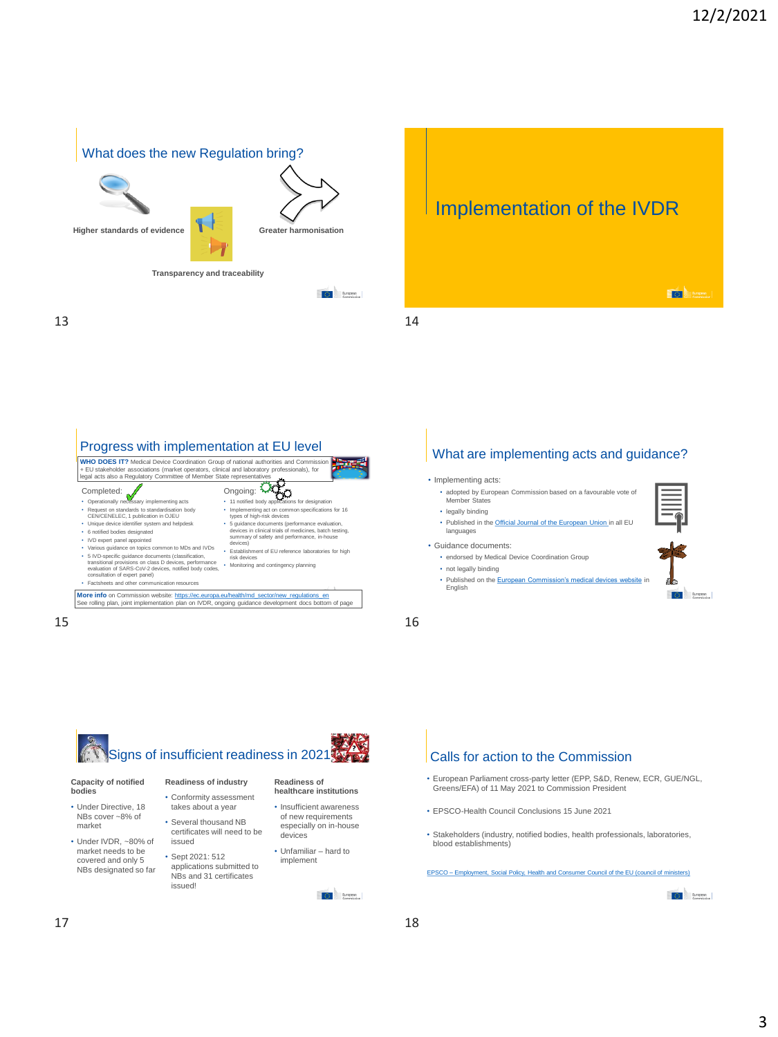## What does the new Regulation bring?

**Higher standards of evidence**

**Greater harmonisation**

**Transparency and traceability**

## Implementation of the IVDR

## Progress with implementation at EU level

**WHO DOES IT?** Medical Device Coordination Group of national authorities and Commission + EU stakeholder associations (market operators, clinical and laboratory professionals), for legal acts also a Regulatory Committee of Member State representatives

Completed:

- Operationally necessary implementing acts
- Request on standards to standardisation body CEN/CENELEC, 1 publication in OJEU
- Unique device identifier system and helpdesk
- 6 notified bodies designated
- IVD expert panel appointed
- Various guidance on topics common to MDs and IVDs
- 5 IVD-specific guidance documents (classification, transitional provisions on class D devices, performance evaluation of SARS-CoV-2 devices, notified body codes, consultation of expert panel)
- Factsheets and other communication resources

Ongoing:

- 11 notified body applications for designation
- Implementing act on common specifications for 16 types of high-risk devices
- 5 guidance documents (performance evaluation, devices in clinical trials of medicines, batch testing, summary of safety and performance, in-house devices)
- Establishment of EU reference laboratories for high risk devices
- Monitoring and contingency planning

**More info** on Commission website: https://ec.europa.eu/health/md_sector/new_regulations_en
See rolling plan, joint implementation plan on IVDR, ongoing guidance development docs bottom of page

## What are implementing acts and guidance?

- Implementing acts:
  - adopted by European Commission based on a favourable vote of Member States
  - legally binding
  - Published in the Official Journal of the European Union in all EU languages
- Guidance documents:
  - endorsed by Medical Device Coordination Group
  - not legally binding
  - Published on the European Commission's medical devices website in English

## Signs of insufficient readiness in 2021

**Capacity of notified bodies**

- Under Directive, 18 NBs cover ~8% of market
- Under IVDR, ~80% of market needs to be covered and only 5 NBs designated so far

**Readiness of industry**

- Conformity assessment takes about a year
- Several thousand NB certificates will need to be issued
- Sept 2021: 512 applications submitted to NBs and 31 certificates issued!

**Readiness of healthcare institutions**

- Insufficient awareness of new requirements especially on in-house devices
- Unfamiliar – hard to implement

## Calls for action to the Commission

- European Parliament cross-party letter (EPP, S&D, Renew, ECR, GUE/NGL, Greens/EFA) of 11 May 2021 to Commission President
- EPSCO-Health Council Conclusions 15 June 2021
- Stakeholders (industry, notified bodies, health professionals, laboratories, blood establishments)

EPSCO – Employment, Social Policy, Health and Consumer Council of the EU (council of ministers)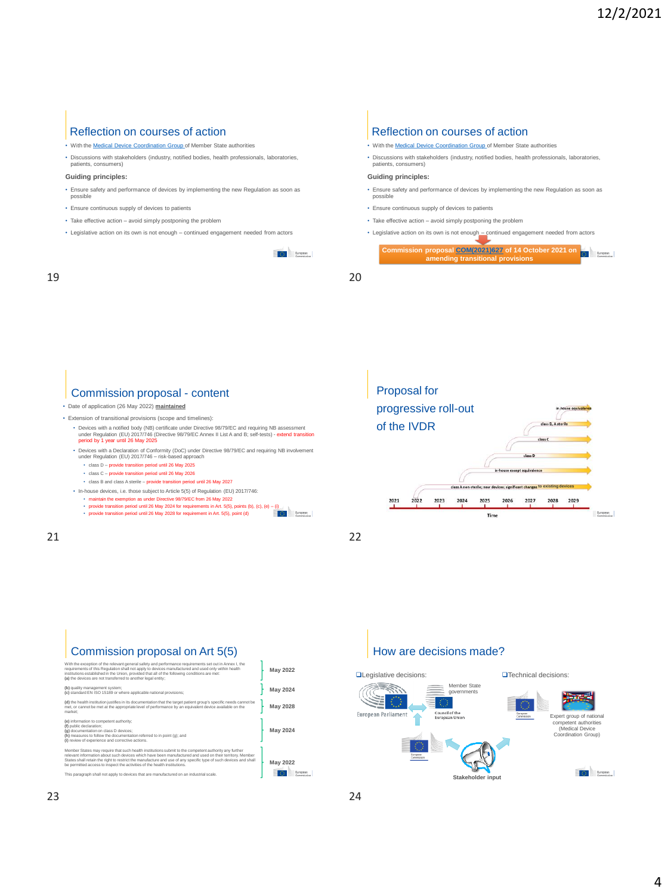## Reflection on courses of action

- With the Medical Device Coordination Group of Member State authorities
- Discussions with stakeholders (industry, notified bodies, health professionals, laboratories, patients, consumers)

**Guiding principles:**

- Ensure safety and performance of devices by implementing the new Regulation as soon as possible
- Ensure continuous supply of devices to patients
- Take effective action – avoid simply postponing the problem
- Legislative action on its own is not enough – continued engagement needed from actors

## Reflection on courses of action

- With the Medical Device Coordination Group of Member State authorities
- Discussions with stakeholders (industry, notified bodies, health professionals, laboratories, patients, consumers)

**Guiding principles:**

- Ensure safety and performance of devices by implementing the new Regulation as soon as possible
- Ensure continuous supply of devices to patients
- Take effective action – avoid simply postponing the problem
- Legislative action on its own is not enough – continued engagement needed from actors

**Commission proposal COM(2021)627 of 14 October 2021 on amending transitional provisions**

## Commission proposal - content

- Date of application (26 May 2022) **maintained**
- Extension of transitional provisions (scope and timelines):
  - Devices with a notified body (NB) certificate under Directive 98/79/EC and requiring NB assessment under Regulation (EU) 2017/746 (Directive 98/79/EC Annex II List A and B; self-tests) - extend transition period by 1 year until 26 May 2025
  - Devices with a Declaration of Conformity (DoC) under Directive 98/79/EC and requiring NB involvement under Regulation (EU) 2017/746 – risk-based approach
    - class D – provide transition period until 26 May 2025
    - class C – provide transition period until 26 May 2026
    - class B and class A sterile – provide transition period until 26 May 2027
  - In-house devices, i.e. those subject to Article 5(5) of Regulation (EU) 2017/746:
    - maintain the exemption as under Directive 98/79/EC from 26 May 2022
    - provide transition period until 26 May 2024 for requirements in Art. 5(5), points (b), (c), (e) – (i)
    - provide transition period until 26 May 2028 for requirement in Art. 5(5), point (d)

## Proposal for progressive roll-out of the IVDR

- in-house equivalence
- class B, A sterile
- class C
- class D
- in-house except equivalence
- class A non-sterile; new devices; significant changes to existing devices

Time: 2021, 2022, 2023, 2024, 2025, 2026, 2027, 2028, 2029

## Commission proposal on Art 5(5)

| Provision | Date |
|---|---|
| With the exception of the relevant general safety and performance requirements set out in Annex I, the requirements of this Regulation shall not apply to devices manufactured and used only within health institutions established in the Union, provided that all of the following conditions are met: (a) the devices are not transferred to another legal entity; | May 2022 |
| (b) quality management system; (c) standard EN ISO 15189 or where applicable national provisions; | May 2024 |
| (d) the health institution justifies in its documentation that the target patient group's specific needs cannot be met, or cannot be met at the appropriate level of performance by an equivalent device available on the market; | May 2028 |
| (e) information to competent authority; (f) public declaration; (g) documentation on class D devices; (h) measures to follow the documentation referred to in point (g); and (i) review of experience and corrective actions. | May 2024 |
| Member States may require that such health institutions submit to the competent authority any further relevant information about such devices which have been manufactured and used on their territory. Member States shall retain the right to restrict the manufacture and use of any specific type of such devices and shall be permitted access to inspect the activities of the health institutions. This paragraph shall not apply to devices that are manufactured on an industrial scale. | May 2022 |

## How are decisions made?

- Legislative decisions:
  - European Parliament
  - Member State governments – Council of the European Union
  - European Commission
  - Stakeholder input
- Technical decisions:
  - European Commission
  - Expert group of national competent authorities (Medical Device Coordination Group)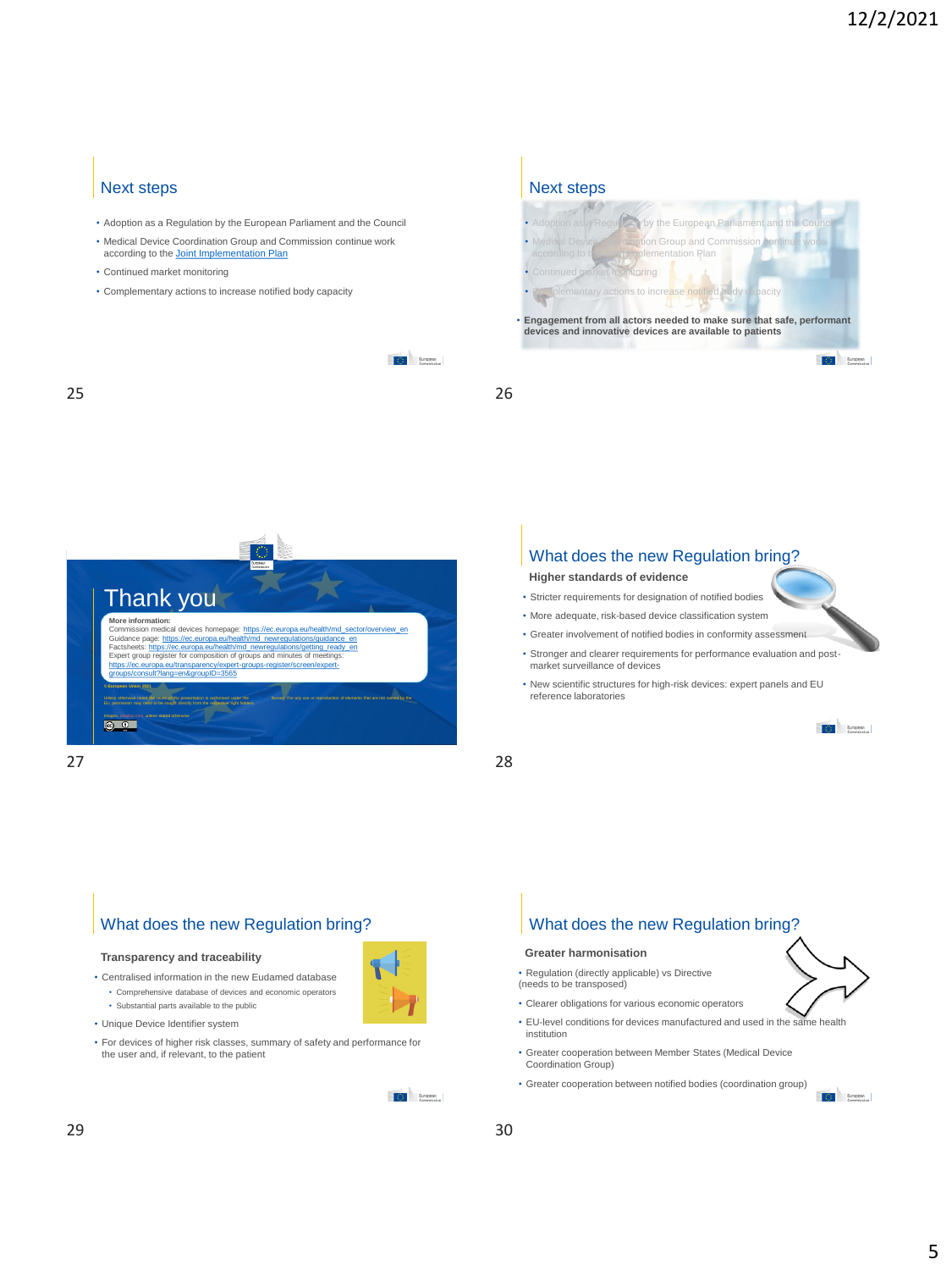## Next steps

- Adoption as a Regulation by the European Parliament and the Council
- Medical Device Coordination Group and Commission continue work according to the Joint Implementation Plan
- Continued market monitoring
- Complementary actions to increase notified body capacity

## Next steps

- Adoption as a Regulation by the European Parliament and the Council
- Medical Device Coordination Group and Commission continue work according to the Joint Implementation Plan
- Continued market monitoring
- Complementary actions to increase notified body capacity

- **Engagement from all actors needed to make sure that safe, performant devices and innovative devices are available to patients**

# Thank you

**More information:**
Commission medical devices homepage: https://ec.europa.eu/health/md_sector/overview_en
Guidance page: https://ec.europa.eu/health/md_newregulations/guidance_en
Factsheets: https://ec.europa.eu/health/md_newregulations/getting_ready_en
Expert group register for composition of groups and minutes of meetings: https://ec.europa.eu/transparency/expert-groups-register/screen/expert-groups/consult?lang=en&groupID=3565

© European Union 2021

## What does the new Regulation bring?

**Higher standards of evidence**

- Stricter requirements for designation of notified bodies
- More adequate, risk-based device classification system
- Greater involvement of notified bodies in conformity assessment
- Stronger and clearer requirements for performance evaluation and post-market surveillance of devices
- New scientific structures for high-risk devices: expert panels and EU reference laboratories

## What does the new Regulation bring?

**Transparency and traceability**

- Centralised information in the new Eudamed database
  - Comprehensive database of devices and economic operators
  - Substantial parts available to the public
- Unique Device Identifier system
- For devices of higher risk classes, summary of safety and performance for the user and, if relevant, to the patient

## What does the new Regulation bring?

**Greater harmonisation**

- Regulation (directly applicable) vs Directive (needs to be transposed)
- Clearer obligations for various economic operators
- EU-level conditions for devices manufactured and used in the same health institution
- Greater cooperation between Member States (Medical Device Coordination Group)
- Greater cooperation between notified bodies (coordination group)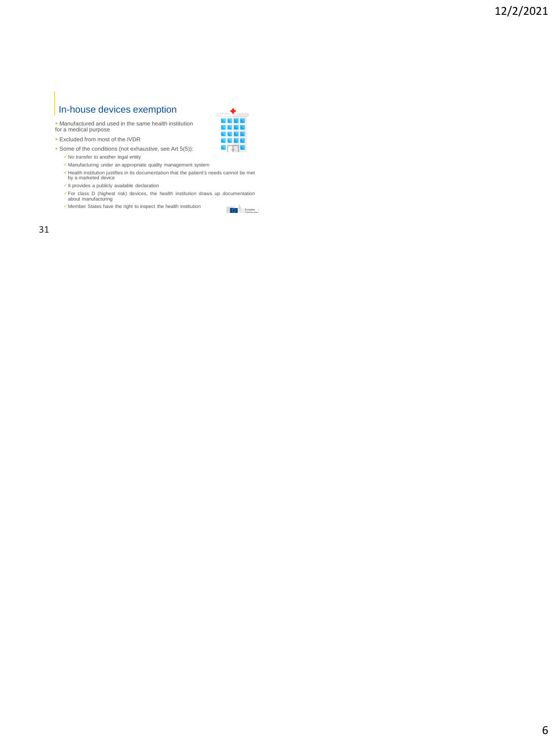## In-house devices exemption

- Manufactured and used in the same health institution for a medical purpose
- Excluded from most of the IVDR
- Some of the conditions (not exhaustive, see Art 5(5)):
  - ✓ No transfer to another legal entity
  - ✓ Manufacturing under an appropriate quality management system
  - ✓ Health institution justifies in its documentation that the patient's needs cannot be met by a marketed device
  - ✓ It provides a publicly available declaration
  - ✓ For class D (highest risk) devices, the health institution draws up documentation about manufacturing
  - ✓ Member States have the right to inspect the health institution

31